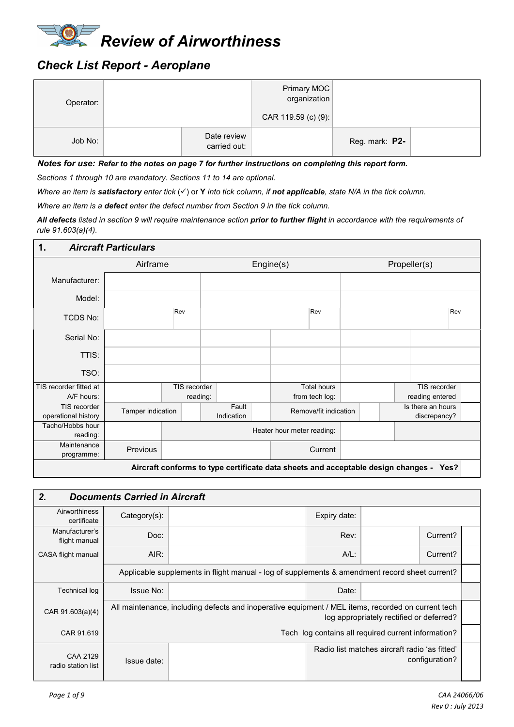# Review of Airworthiness

## Check List Report - Aeroplane

| Operator: | | Primary MOC organization CAR 119.59 (c) (9): | | |
|---|---|---|---|---|
| Job No: | | Date review carried out: | | Reg. mark: **P2-** |

***Notes for use:*** ***Refer to the notes on page 7 for further instructions on completing this report form.***

*Sections 1 through 10 are mandatory. Sections 11 to 14 are optional.*

*Where an item is **satisfactory** enter tick (✓) or **Y** into tick column, if **not applicable**, state N/A in the tick column.*

*Where an item is a **defect** enter the defect number from Section 9 in the tick column.*

***All defects** listed in section 9 will require maintenance action **prior to further flight** in accordance with the requirements of rule 91.603(a)(4).*

### 1. Aircraft Particulars

| | Airframe | | Engine(s) | | Propeller(s) | |
|---|---|---|---|---|---|---|
| Manufacturer: | | | | | | |
| Model: | | | | | | |
| TCDS No: | Rev | | Rev | | Rev | |
| Serial No: | | | | | | |
| TTIS: | | | | | | |
| TSO: | | | | | | |
| TIS recorder fitted at A/F hours: | | TIS recorder reading: | | Total hours from tech log: | | TIS recorder reading entered |
| TIS recorder operational history | Tamper indication | | Fault Indication | | Remove/fit indication | Is there an hours discrepancy? |
| Tacho/Hobbs hour reading: | | | Heater hour meter reading: | | | |
| Maintenance programme: | Previous | | Current | | | |
| Aircraft conforms to type certificate data sheets and acceptable design changes - Yes? | | | | | | |

### 2. Documents Carried in Aircraft

| | | | | | | |
|---|---|---|---|---|---|---|
| Airworthiness certificate | Category(s): | | Expiry date: | | | |
| Manufacturer's flight manual | Doc: | | Rev: | | Current? | |
| CASA flight manual | AIR: | | A/L: | | Current? | |
| | Applicable supplements in flight manual - log of supplements & amendment record sheet current? | | | | | |
| Technical log | Issue No: | | Date: | | | |
| CAR 91.603(a)(4) | All maintenance, including defects and inoperative equipment / MEL items, recorded on current tech log appropriately rectified or deferred? | | | | | |
| CAR 91.619 | Tech log contains all required current information? | | | | | |
| CAA 2129 radio station list | Issue date: | | Radio list matches aircraft radio 'as fitted' configuration? | | | |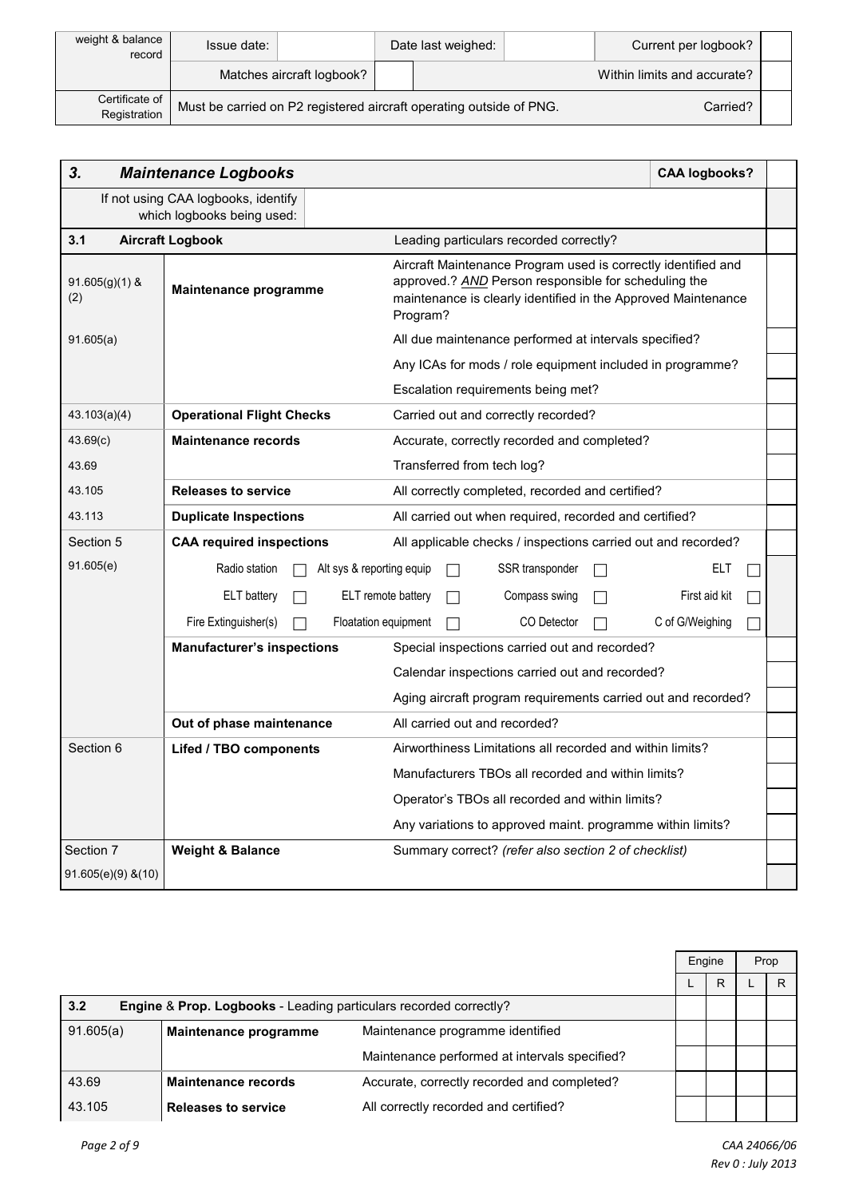| weight & balance record | Issue date: | | Date last weighed: | | Current per logbook? | |
|---|---|---|---|---|---|---|
| | Matches aircraft logbook? | | | | Within limits and accurate? | |
| Certificate of Registration | Must be carried on P2 registered aircraft operating outside of PNG. | | | | Carried? | |

| 3. | Maintenance Logbooks | | CAA logbooks? | |
|---|---|---|---|---|
| | If not using CAA logbooks, identify which logbooks being used: | | | |
| **3.1** | **Aircraft Logbook** | Leading particulars recorded correctly? | | |
| 91.605(g)(1) & (2) | **Maintenance programme** | Aircraft Maintenance Program used is correctly identified and approved.? *AND* Person responsible for scheduling the maintenance is clearly identified in the Approved Maintenance Program? | | |
| 91.605(a) | | All due maintenance performed at intervals specified? | | |
| | | Any ICAs for mods / role equipment included in programme? | | |
| | | Escalation requirements being met? | | |
| 43.103(a)(4) | **Operational Flight Checks** | Carried out and correctly recorded? | | |
| 43.69(c) | **Maintenance records** | Accurate, correctly recorded and completed? | | |
| 43.69 | | Transferred from tech log? | | |
| 43.105 | **Releases to service** | All correctly completed, recorded and certified? | | |
| 43.113 | **Duplicate Inspections** | All carried out when required, recorded and certified? | | |
| Section 5 | **CAA required inspections** | All applicable checks / inspections carried out and recorded? | | |
| 91.605(e) | Radio station ☐ Alt sys & reporting equip ☐ | SSR transponder ☐ ELT ☐ | | |
| | ELT battery ☐ ELT remote battery ☐ | Compass swing ☐ First aid kit ☐ | | |
| | Fire Extinguisher(s) ☐ Floatation equipment ☐ | CO Detector ☐ C of G/Weighing ☐ | | |
| | **Manufacturer's inspections** | Special inspections carried out and recorded? | | |
| | | Calendar inspections carried out and recorded? | | |
| | | Aging aircraft program requirements carried out and recorded? | | |
| | **Out of phase maintenance** | All carried out and recorded? | | |
| Section 6 | **Lifed / TBO components** | Airworthiness Limitations all recorded and within limits? | | |
| | | Manufacturers TBOs all recorded and within limits? | | |
| | | Operator's TBOs all recorded and within limits? | | |
| | | Any variations to approved maint. programme within limits? | | |
| Section 7 | **Weight & Balance** | Summary correct? *(refer also section 2 of checklist)* | | |
| 91.605(e)(9) &(10) | | | | |

| | | | Engine | | Prop | |
|---|---|---|---|---|---|---|
| | | | L | R | L | R |
| **3.2** | **Engine** & **Prop. Logbooks** - Leading particulars recorded correctly? | | | | | |
| 91.605(a) | **Maintenance programme** | Maintenance programme identified | | | | |
| | | Maintenance performed at intervals specified? | | | | |
| 43.69 | **Maintenance records** | Accurate, correctly recorded and completed? | | | | |
| 43.105 | **Releases to service** | All correctly recorded and certified? | | | | |

CAA 24066/06
Rev 0 : July 2013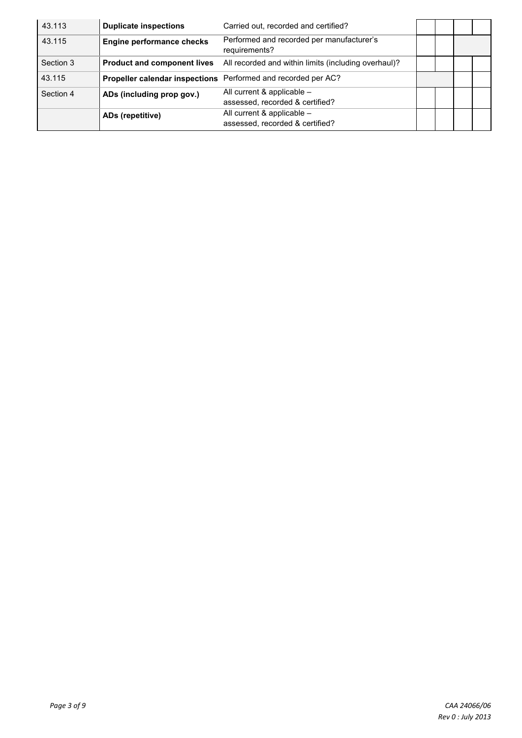| | | | | | | |
|---|---|---|---|---|---|---|
| 43.113 | **Duplicate inspections** | Carried out, recorded and certified? | | | | |
| 43.115 | **Engine performance checks** | Performed and recorded per manufacturer's requirements? | | | | |
| Section 3 | **Product and component lives** | All recorded and within limits (including overhaul)? | | | | |
| 43.115 | **Propeller calendar inspections** | Performed and recorded per AC? | | | | |
| Section 4 | **ADs (including prop gov.)** | All current & applicable – assessed, recorded & certified? | | | | |
| | **ADs (repetitive)** | All current & applicable – assessed, recorded & certified? | | | | |

*CAA 24066/06*
*Rev 0 : July 2013*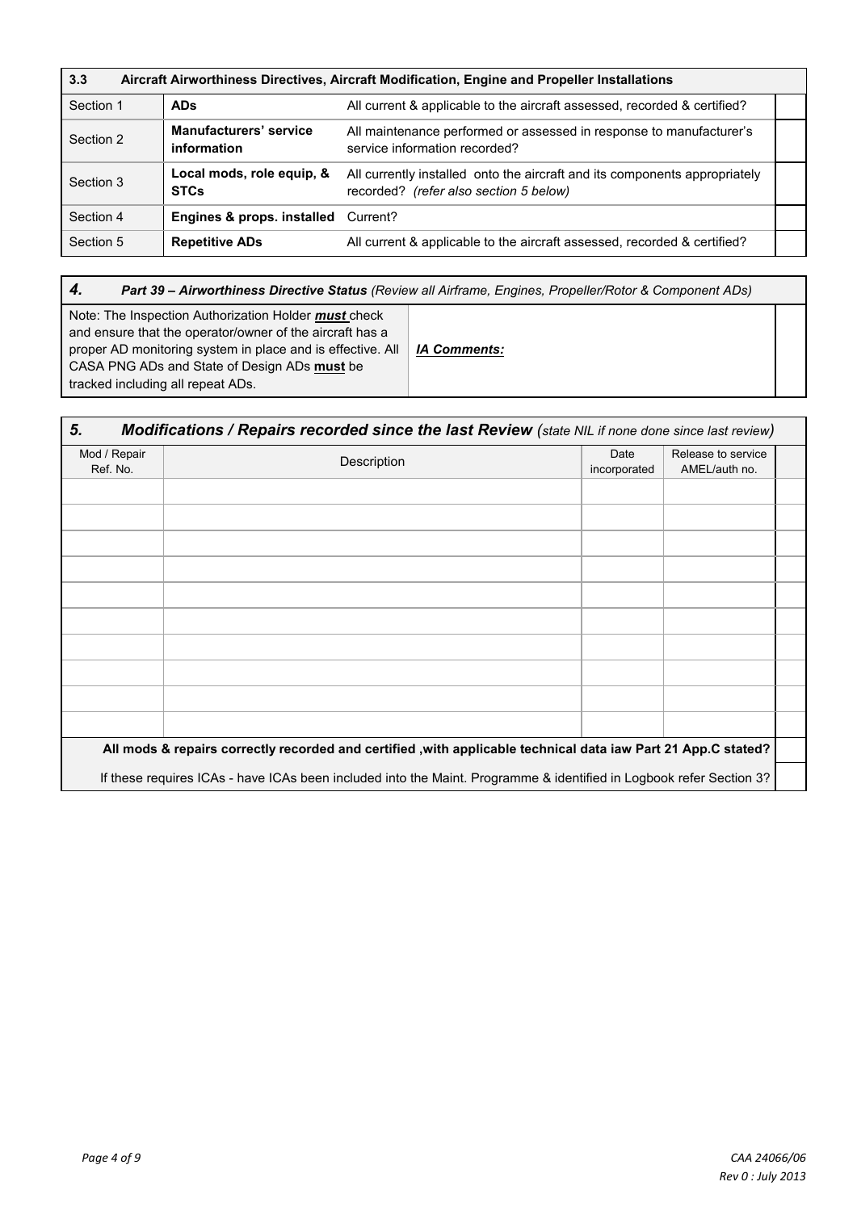| 3.3 | Aircraft Airworthiness Directives, Aircraft Modification, Engine and Propeller Installations | | |
|---|---|---|---|
| Section 1 | **ADs** | All current & applicable to the aircraft assessed, recorded & certified? | |
| Section 2 | **Manufacturers' service information** | All maintenance performed or assessed in response to manufacturer's service information recorded? | |
| Section 3 | **Local mods, role equip, & STCs** | All currently installed onto the aircraft and its components appropriately recorded? *(refer also section 5 below)* | |
| Section 4 | **Engines & props. installed** | Current? | |
| Section 5 | **Repetitive ADs** | All current & applicable to the aircraft assessed, recorded & certified? | |

| ***4.*** | ***Part 39 – Airworthiness Directive Status*** *(Review all Airframe, Engines, Propeller/Rotor & Component ADs)* | |
|---|---|---|
| Note: The Inspection Authorization Holder ***must*** check and ensure that the operator/owner of the aircraft has a proper AD monitoring system in place and is effective. All CASA PNG ADs and State of Design ADs **must** be tracked including all repeat ADs. | ***IA Comments:*** | |

## *5. Modifications / Repairs recorded since the last Review* *(state NIL if none done since last review)*

| Mod / Repair Ref. No. | Description | Date incorporated | Release to service AMEL/auth no. | |
|---|---|---|---|---|
| | | | | |
| | | | | |
| | | | | |
| | | | | |
| | | | | |
| | | | | |
| | | | | |
| | | | | |
| | | | | |
| | | | | |
| **All mods & repairs correctly recorded and certified ,with applicable technical data iaw Part 21 App.C stated?** | | | | |
| If these requires ICAs - have ICAs been included into the Maint. Programme & identified in Logbook refer Section 3? | | | | |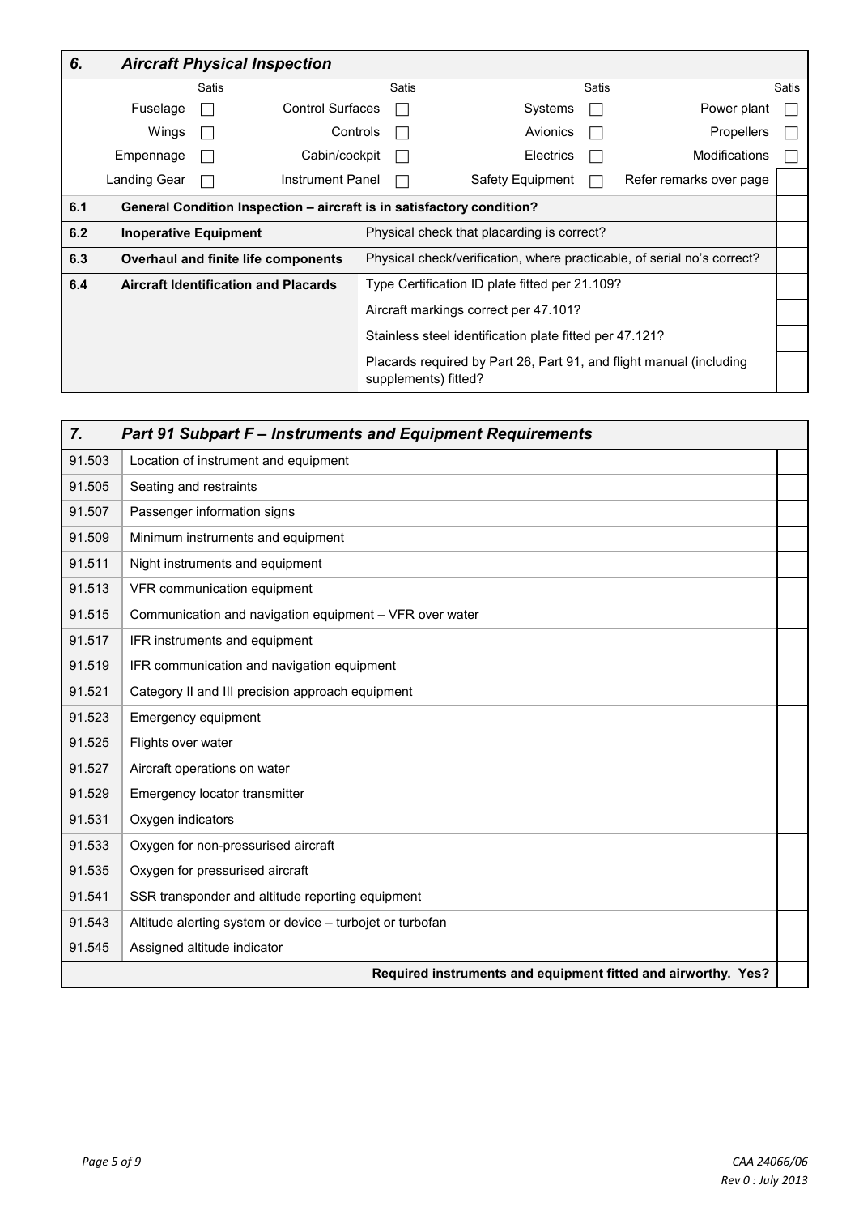## 6. Aircraft Physical Inspection

| | Satis | | Satis | | Satis | | Satis |
|---|---|---|---|---|---|---|---|
| Fuselage | ☐ | Control Surfaces | ☐ | Systems | ☐ | Power plant | ☐ |
| Wings | ☐ | Controls | ☐ | Avionics | ☐ | Propellers | ☐ |
| Empennage | ☐ | Cabin/cockpit | ☐ | Electrics | ☐ | Modifications | ☐ |
| Landing Gear | ☐ | Instrument Panel | ☐ | Safety Equipment | ☐ | Refer remarks over page | |

| | | | |
|---|---|---|---|
| **6.1** | **General Condition Inspection – aircraft is in satisfactory condition?** | | |
| **6.2** | **Inoperative Equipment** | Physical check that placarding is correct? | |
| **6.3** | **Overhaul and finite life components** | Physical check/verification, where practicable, of serial no's correct? | |
| **6.4** | **Aircraft Identification and Placards** | Type Certification ID plate fitted per 21.109? | |
| | | Aircraft markings correct per 47.101? | |
| | | Stainless steel identification plate fitted per 47.121? | |
| | | Placards required by Part 26, Part 91, and flight manual (including supplements) fitted? | |

## 7. Part 91 Subpart F – Instruments and Equipment Requirements

| | | |
|---|---|---|
| 91.503 | Location of instrument and equipment | |
| 91.505 | Seating and restraints | |
| 91.507 | Passenger information signs | |
| 91.509 | Minimum instruments and equipment | |
| 91.511 | Night instruments and equipment | |
| 91.513 | VFR communication equipment | |
| 91.515 | Communication and navigation equipment – VFR over water | |
| 91.517 | IFR instruments and equipment | |
| 91.519 | IFR communication and navigation equipment | |
| 91.521 | Category II and III precision approach equipment | |
| 91.523 | Emergency equipment | |
| 91.525 | Flights over water | |
| 91.527 | Aircraft operations on water | |
| 91.529 | Emergency locator transmitter | |
| 91.531 | Oxygen indicators | |
| 91.533 | Oxygen for non-pressurised aircraft | |
| 91.535 | Oxygen for pressurised aircraft | |
| 91.541 | SSR transponder and altitude reporting equipment | |
| 91.543 | Altitude alerting system or device – turbojet or turbofan | |
| 91.545 | Assigned altitude indicator | |
| | **Required instruments and equipment fitted and airworthy. Yes?** | |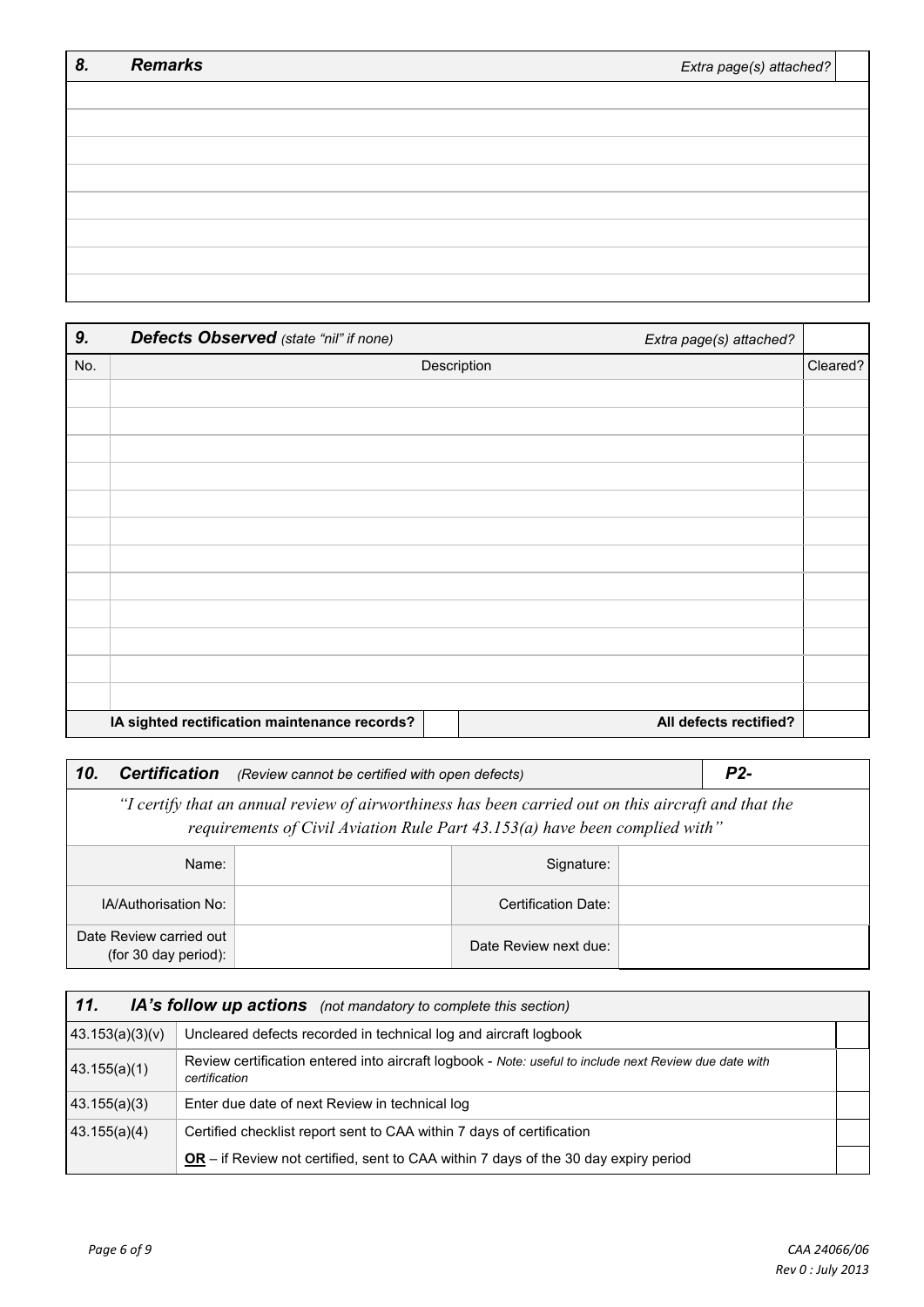| ***8.*** | ***Remarks*** | *Extra page(s) attached?* | |
|---|---|---|---|
| | | | |
| | | | |
| | | | |
| | | | |
| | | | |
| | | | |
| | | | |
| | | | |

| ***9.*** | ***Defects Observed*** *(state "nil" if none)* | | | *Extra page(s) attached?* | |
|---|---|---|---|---|---|
| No. | Description | | | | Cleared? |
| | | | | | |
| | | | | | |
| | | | | | |
| | | | | | |
| | | | | | |
| | | | | | |
| | | | | | |
| | | | | | |
| | | | | | |
| | | | | | |
| | | | | | |
| | | | | | |
| | **IA sighted rectification maintenance records?** | | | **All defects rectified?** | |

| ***10. Certification*** *(Review cannot be certified with open defects)* | | | ***P2-*** |
|---|---|---|---|
| *"I certify that an annual review of airworthiness has been carried out on this aircraft and that the requirements of Civil Aviation Rule Part 43.153(a) have been complied with"* | | | |
| Name: | | Signature: | |
| IA/Authorisation No: | | Certification Date: | |
| Date Review carried out (for 30 day period): | | Date Review next due: | |

| ***11. IA's follow up actions*** *(not mandatory to complete this section)* | | |
|---|---|---|
| 43.153(a)(3)(v) | Uncleared defects recorded in technical log and aircraft logbook | |
| 43.155(a)(1) | Review certification entered into aircraft logbook - *Note: useful to include next Review due date with certification* | |
| 43.155(a)(3) | Enter due date of next Review in technical log | |
| 43.155(a)(4) | Certified checklist report sent to CAA within 7 days of certification | |
| | **OR** – if Review not certified, sent to CAA within 7 days of the 30 day expiry period | |

*CAA 24066/06*
*Rev 0 : July 2013*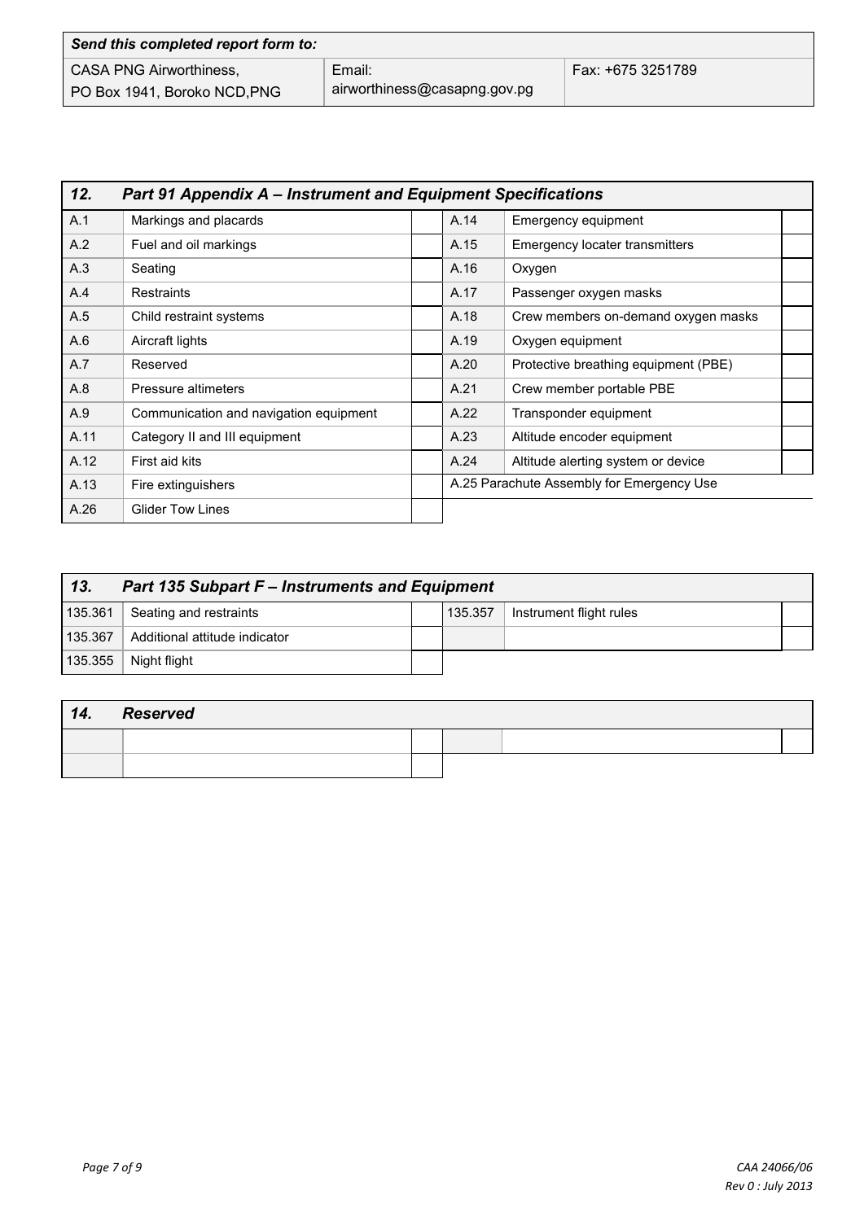| *Send this completed report form to:* | | |
|---|---|---|
| CASA PNG Airworthiness,<br>PO Box 1941, Boroko NCD,PNG | Email:<br>airworthiness@casapng.gov.pg | Fax: +675 3251789 |

| **12.** | ***Part 91 Appendix A – Instrument and Equipment Specifications*** | | | | |
|---|---|---|---|---|---|
| A.1 | Markings and placards | | A.14 | Emergency equipment | |
| A.2 | Fuel and oil markings | | A.15 | Emergency locater transmitters | |
| A.3 | Seating | | A.16 | Oxygen | |
| A.4 | Restraints | | A.17 | Passenger oxygen masks | |
| A.5 | Child restraint systems | | A.18 | Crew members on-demand oxygen masks | |
| A.6 | Aircraft lights | | A.19 | Oxygen equipment | |
| A.7 | Reserved | | A.20 | Protective breathing equipment (PBE) | |
| A.8 | Pressure altimeters | | A.21 | Crew member portable PBE | |
| A.9 | Communication and navigation equipment | | A.22 | Transponder equipment | |
| A.11 | Category II and III equipment | | A.23 | Altitude encoder equipment | |
| A.12 | First aid kits | | A.24 | Altitude alerting system or device | |
| A.13 | Fire extinguishers | | A.25 Parachute Assembly for Emergency Use | | |
| A.26 | Glider Tow Lines | | | | |

| **13.** | ***Part 135 Subpart F – Instruments and Equipment*** | | | | |
|---|---|---|---|---|---|
| 135.361 | Seating and restraints | | 135.357 | Instrument flight rules | |
| 135.367 | Additional attitude indicator | | | | |
| 135.355 | Night flight | | | | |

| **14.** | ***Reserved*** | | | | |
|---|---|---|---|---|---|
| | | | | | |
| | | | | | |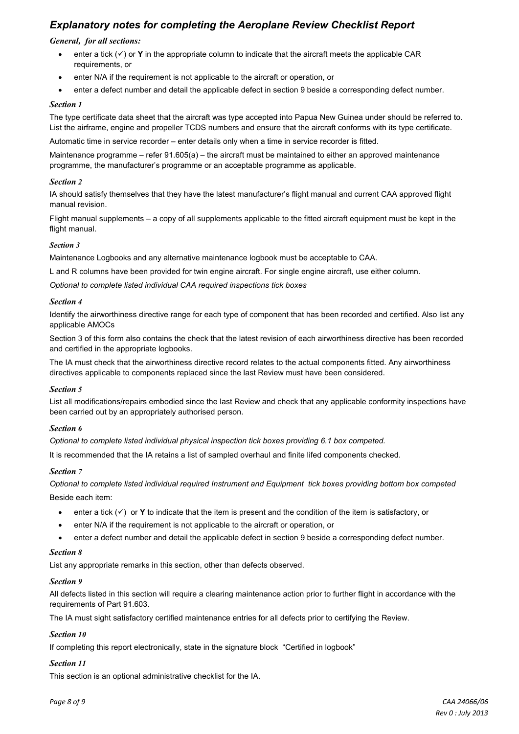## *Explanatory notes for completing the Aeroplane Review Checklist Report*

***General, for all sections:***

- enter a tick (✓) or **Y** in the appropriate column to indicate that the aircraft meets the applicable CAR requirements, or
- enter N/A if the requirement is not applicable to the aircraft or operation, or
- enter a defect number and detail the applicable defect in section 9 beside a corresponding defect number.

***Section 1***

The type certificate data sheet that the aircraft was type accepted into Papua New Guinea under should be referred to. List the airframe, engine and propeller TCDS numbers and ensure that the aircraft conforms with its type certificate.

Automatic time in service recorder – enter details only when a time in service recorder is fitted.

Maintenance programme – refer 91.605(a) – the aircraft must be maintained to either an approved maintenance programme, the manufacturer's programme or an acceptable programme as applicable.

***Section 2***

IA should satisfy themselves that they have the latest manufacturer's flight manual and current CAA approved flight manual revision.

Flight manual supplements – a copy of all supplements applicable to the fitted aircraft equipment must be kept in the flight manual.

***Section 3***

Maintenance Logbooks and any alternative maintenance logbook must be acceptable to CAA.

L and R columns have been provided for twin engine aircraft. For single engine aircraft, use either column.

*Optional to complete listed individual CAA required inspections tick boxes*

***Section 4***

Identify the airworthiness directive range for each type of component that has been recorded and certified. Also list any applicable AMOCs

Section 3 of this form also contains the check that the latest revision of each airworthiness directive has been recorded and certified in the appropriate logbooks.

The IA must check that the airworthiness directive record relates to the actual components fitted. Any airworthiness directives applicable to components replaced since the last Review must have been considered.

***Section 5***

List all modifications/repairs embodied since the last Review and check that any applicable conformity inspections have been carried out by an appropriately authorised person.

***Section 6***

*Optional to complete listed individual physical inspection tick boxes providing 6.1 box competed.*

It is recommended that the IA retains a list of sampled overhaul and finite lifed components checked.

***Section 7***

*Optional to complete listed individual required Instrument and Equipment tick boxes providing bottom box competed*

Beside each item:

- enter a tick (✓) or **Y** to indicate that the item is present and the condition of the item is satisfactory, or
- enter N/A if the requirement is not applicable to the aircraft or operation, or
- enter a defect number and detail the applicable defect in section 9 beside a corresponding defect number.

***Section 8***

List any appropriate remarks in this section, other than defects observed.

***Section 9***

All defects listed in this section will require a clearing maintenance action prior to further flight in accordance with the requirements of Part 91.603.

The IA must sight satisfactory certified maintenance entries for all defects prior to certifying the Review.

***Section 10***

If completing this report electronically, state in the signature block "Certified in logbook"

***Section 11***

This section is an optional administrative checklist for the IA.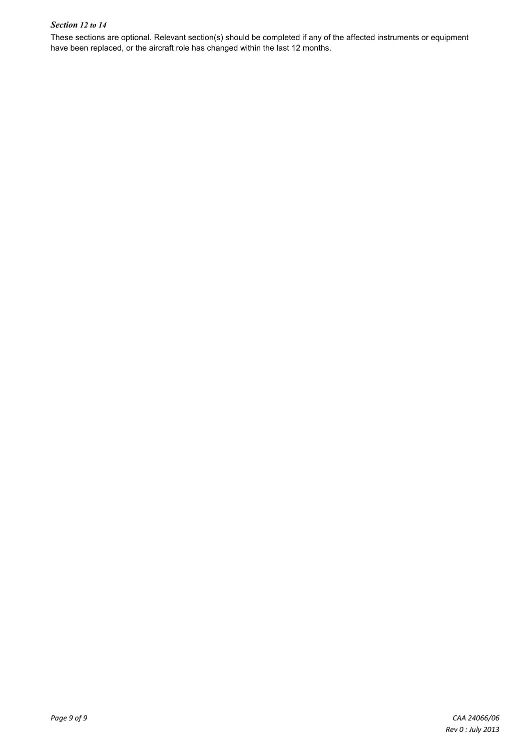*Section 12 to 14*

These sections are optional. Relevant section(s) should be completed if any of the affected instruments or equipment have been replaced, or the aircraft role has changed within the last 12 months.